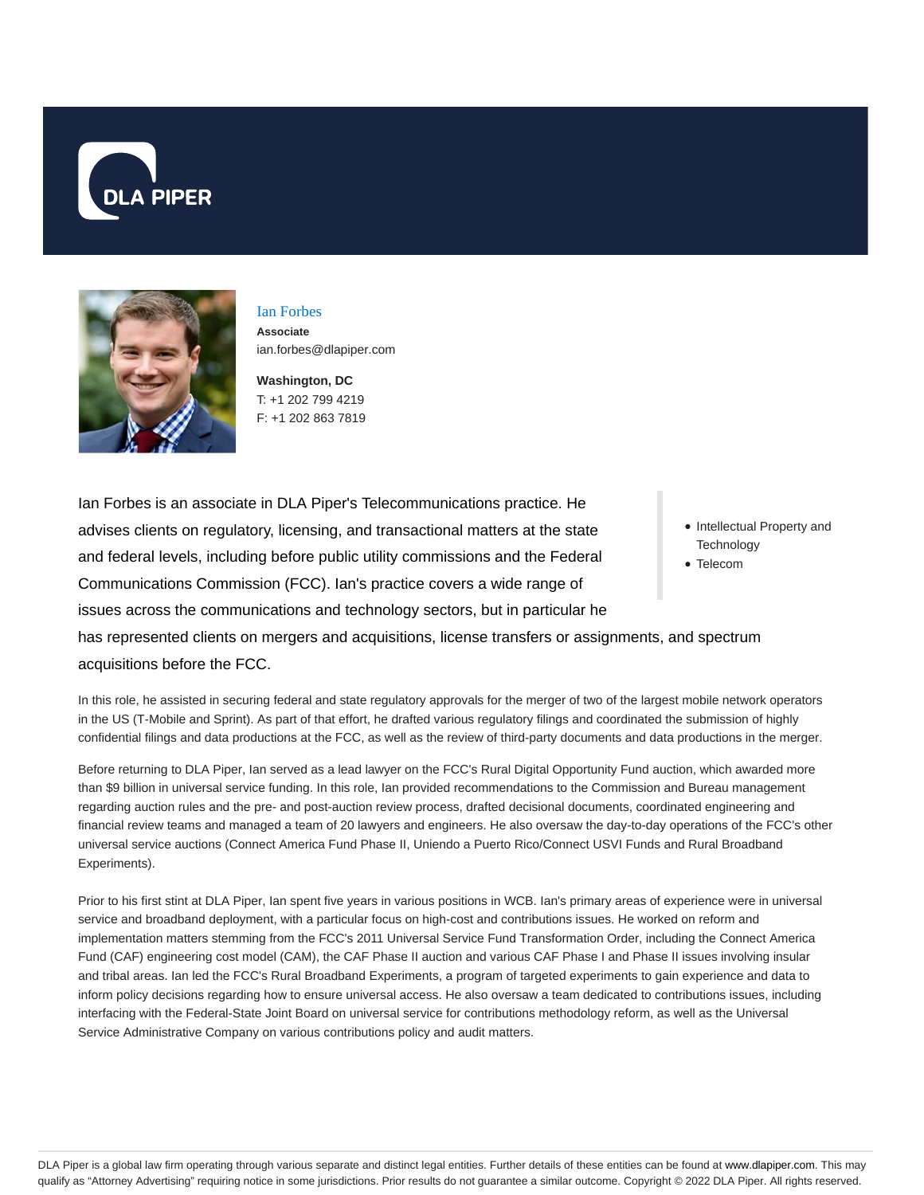DLA PIPER

# Ian Forbes

**Associate**

ian.forbes@dlapiper.com

**Washington, DC**

T: +1 202 799 4219

F: +1 202 863 7819

- Intellectual Property and Technology
- Telecom

Ian Forbes is an associate in DLA Piper's Telecommunications practice. He advises clients on regulatory, licensing, and transactional matters at the state and federal levels, including before public utility commissions and the Federal Communications Commission (FCC). Ian's practice covers a wide range of issues across the communications and technology sectors, but in particular he has represented clients on mergers and acquisitions, license transfers or assignments, and spectrum acquisitions before the FCC.

In this role, he assisted in securing federal and state regulatory approvals for the merger of two of the largest mobile network operators in the US (T-Mobile and Sprint). As part of that effort, he drafted various regulatory filings and coordinated the submission of highly confidential filings and data productions at the FCC, as well as the review of third-party documents and data productions in the merger.

Before returning to DLA Piper, Ian served as a lead lawyer on the FCC's Rural Digital Opportunity Fund auction, which awarded more than $9 billion in universal service funding. In this role, Ian provided recommendations to the Commission and Bureau management regarding auction rules and the pre- and post-auction review process, drafted decisional documents, coordinated engineering and financial review teams and managed a team of 20 lawyers and engineers. He also oversaw the day-to-day operations of the FCC's other universal service auctions (Connect America Fund Phase II, Uniendo a Puerto Rico/Connect USVI Funds and Rural Broadband Experiments).

Prior to his first stint at DLA Piper, Ian spent five years in various positions in WCB. Ian's primary areas of experience were in universal service and broadband deployment, with a particular focus on high-cost and contributions issues. He worked on reform and implementation matters stemming from the FCC's 2011 Universal Service Fund Transformation Order, including the Connect America Fund (CAF) engineering cost model (CAM), the CAF Phase II auction and various CAF Phase I and Phase II issues involving insular and tribal areas. Ian led the FCC's Rural Broadband Experiments, a program of targeted experiments to gain experience and data to inform policy decisions regarding how to ensure universal access. He also oversaw a team dedicated to contributions issues, including interfacing with the Federal-State Joint Board on universal service for contributions methodology reform, as well as the Universal Service Administrative Company on various contributions policy and audit matters.

DLA Piper is a global law firm operating through various separate and distinct legal entities. Further details of these entities can be found at www.dlapiper.com. This may qualify as "Attorney Advertising" requiring notice in some jurisdictions. Prior results do not guarantee a similar outcome. Copyright © 2022 DLA Piper. All rights reserved.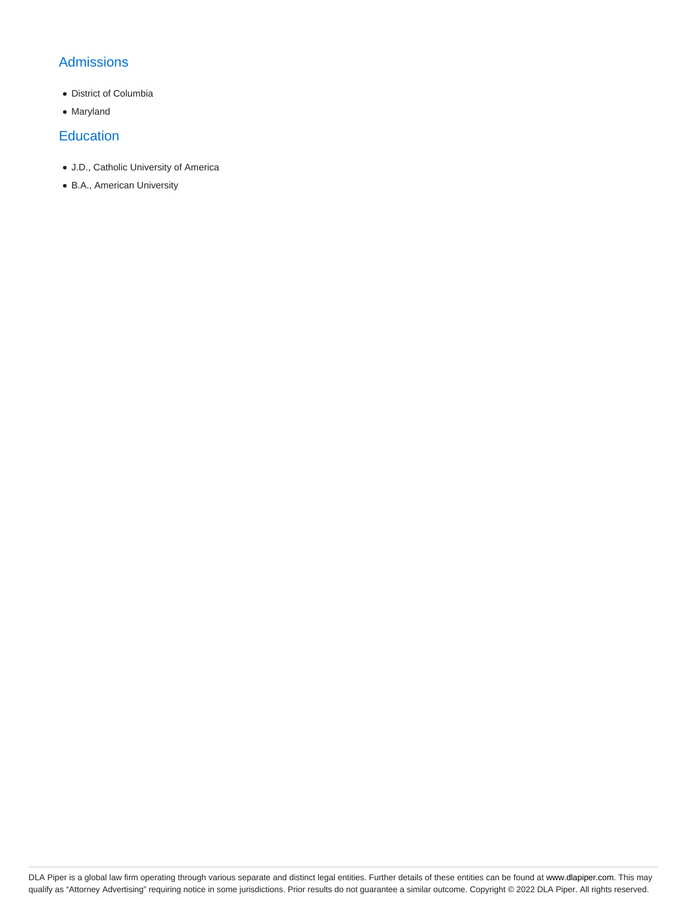## Admissions

- District of Columbia
- Maryland

## Education

- J.D., Catholic University of America
- B.A., American University